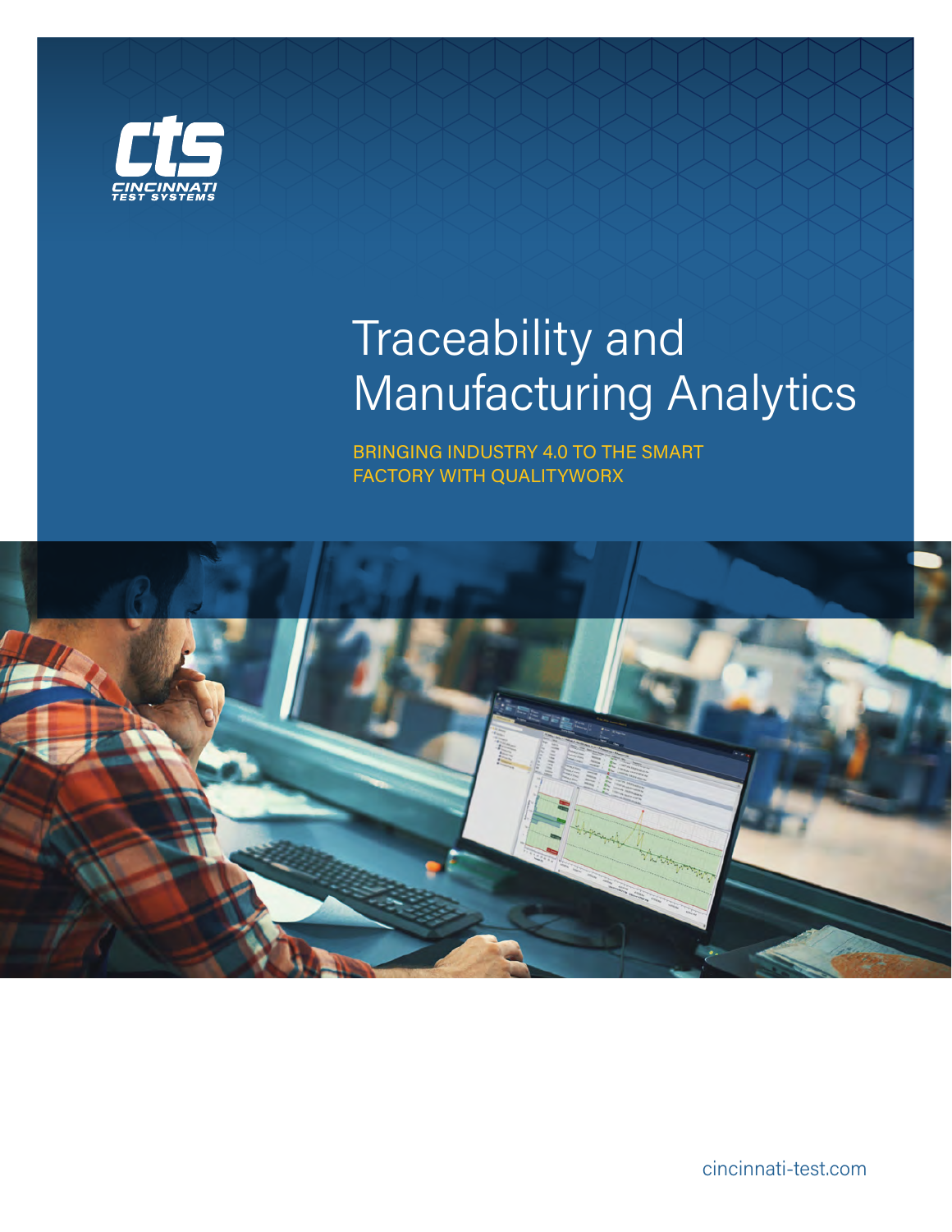CINCINNATI TEST SYSTEMS

# Traceability and Manufacturing Analytics

BRINGING INDUSTRY 4.0 TO THE SMART FACTORY WITH QUALITYWORX

cincinnati-test.com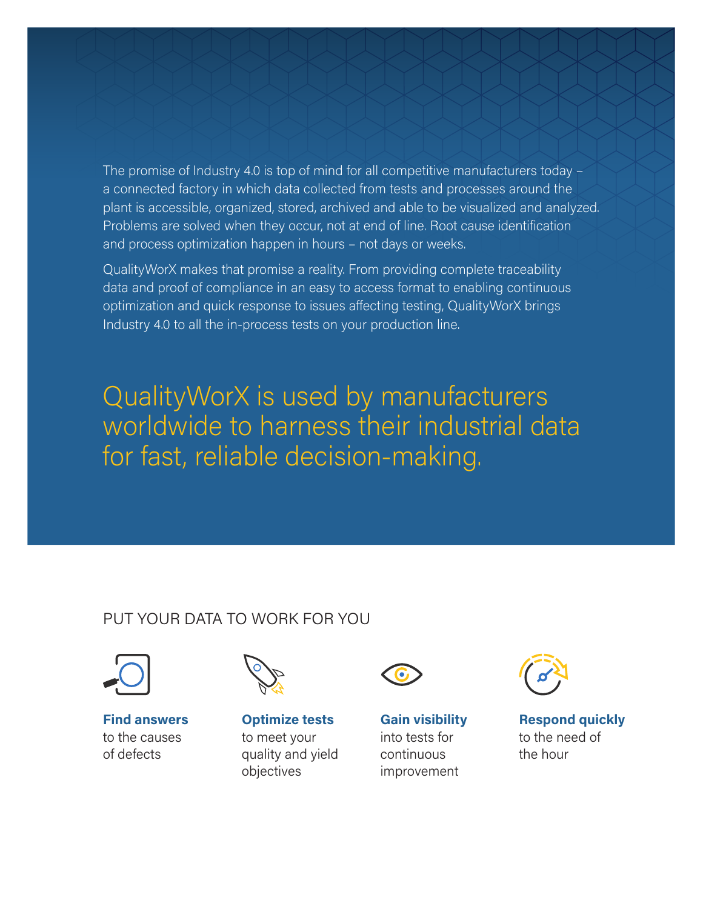The promise of Industry 4.0 is top of mind for all competitive manufacturers today – a connected factory in which data collected from tests and processes around the plant is accessible, organized, stored, archived and able to be visualized and analyzed. Problems are solved when they occur, not at end of line. Root cause identification and process optimization happen in hours – not days or weeks.

QualityWorX makes that promise a reality. From providing complete traceability data and proof of compliance in an easy to access format to enabling continuous optimization and quick response to issues affecting testing, QualityWorX brings Industry 4.0 to all the in-process tests on your production line.

## QualityWorX is used by manufacturers worldwide to harness their industrial data for fast, reliable decision-making.

## PUT YOUR DATA TO WORK FOR YOU

**Find answers** to the causes of defects

**Optimize tests** to meet your quality and yield objectives

**Gain visibility** into tests for continuous improvement

**Respond quickly** to the need of the hour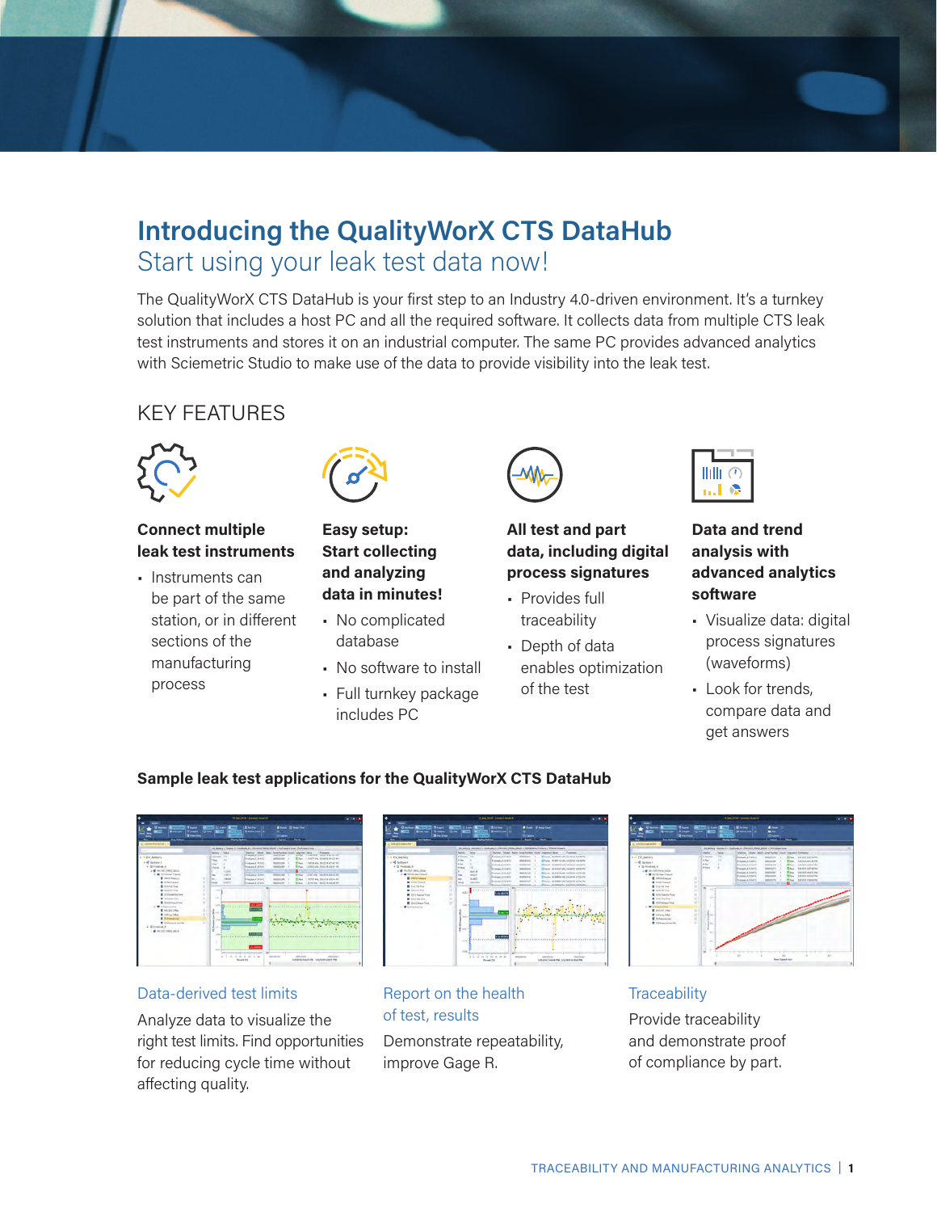# Introducing the QualityWorX CTS DataHub

## Start using your leak test data now!

The QualityWorX CTS DataHub is your first step to an Industry 4.0-driven environment. It's a turnkey solution that includes a host PC and all the required software. It collects data from multiple CTS leak test instruments and stores it on an industrial computer. The same PC provides advanced analytics with Sciemetric Studio to make use of the data to provide visibility into the leak test.

## KEY FEATURES

**Connect multiple leak test instruments**

- Instruments can be part of the same station, or in different sections of the manufacturing process

**Easy setup: Start collecting and analyzing data in minutes!**

- No complicated database
- No software to install
- Full turnkey package includes PC

**All test and part data, including digital process signatures**

- Provides full traceability
- Depth of data enables optimization of the test

**Data and trend analysis with advanced analytics software**

- Visualize data: digital process signatures (waveforms)
- Look for trends, compare data and get answers

**Sample leak test applications for the QualityWorX CTS DataHub**

### Data-derived test limits

Analyze data to visualize the right test limits. Find opportunities for reducing cycle time without affecting quality.

### Report on the health of test, results

Demonstrate repeatability, improve Gage R.

### Traceability

Provide traceability and demonstrate proof of compliance by part.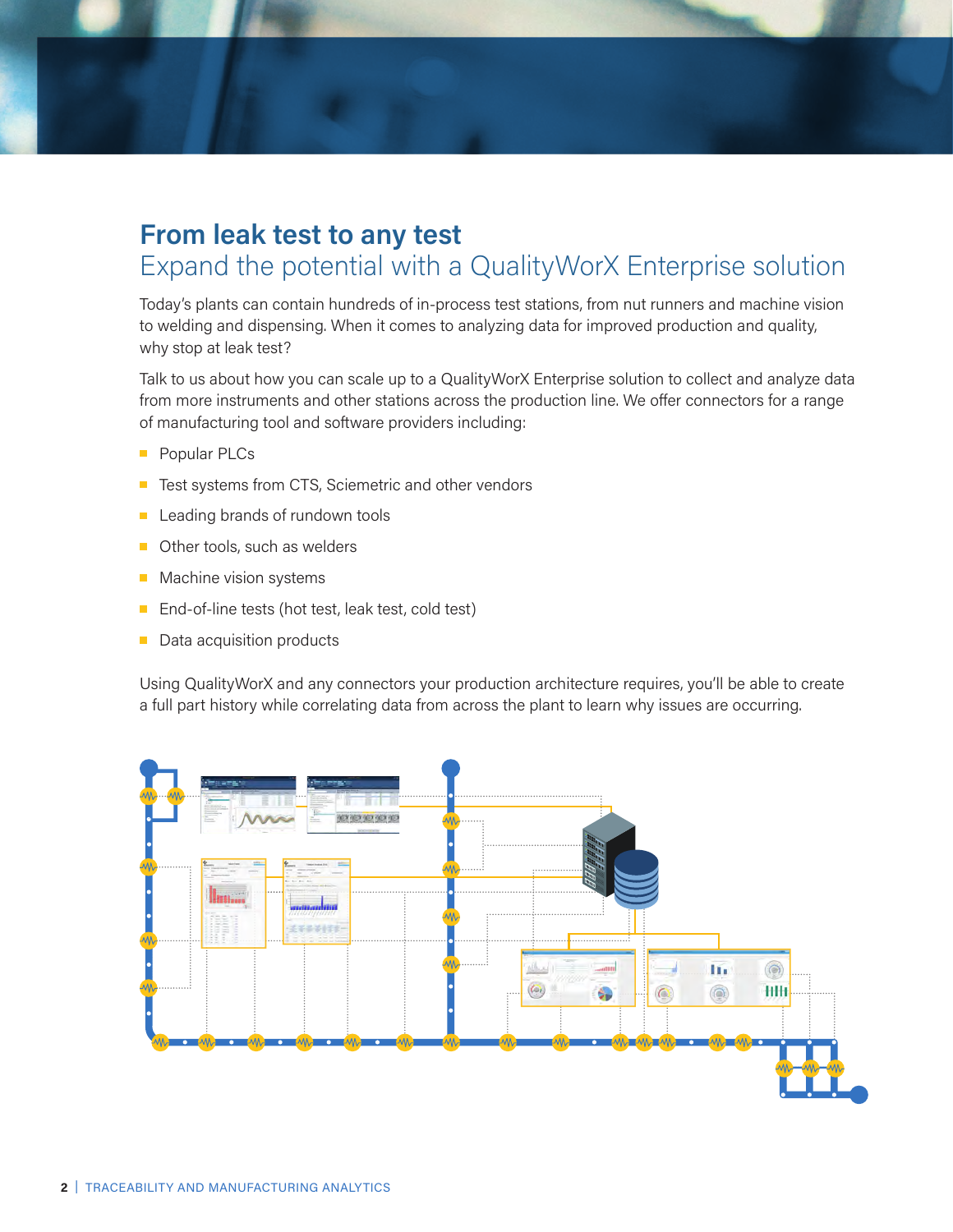# From leak test to any test

## Expand the potential with a QualityWorX Enterprise solution

Today's plants can contain hundreds of in-process test stations, from nut runners and machine vision to welding and dispensing. When it comes to analyzing data for improved production and quality, why stop at leak test?

Talk to us about how you can scale up to a QualityWorX Enterprise solution to collect and analyze data from more instruments and other stations across the production line. We offer connectors for a range of manufacturing tool and software providers including:

- Popular PLCs
- Test systems from CTS, Sciemetric and other vendors
- Leading brands of rundown tools
- Other tools, such as welders
- Machine vision systems
- End-of-line tests (hot test, leak test, cold test)
- Data acquisition products

Using QualityWorX and any connectors your production architecture requires, you'll be able to create a full part history while correlating data from across the plant to learn why issues are occurring.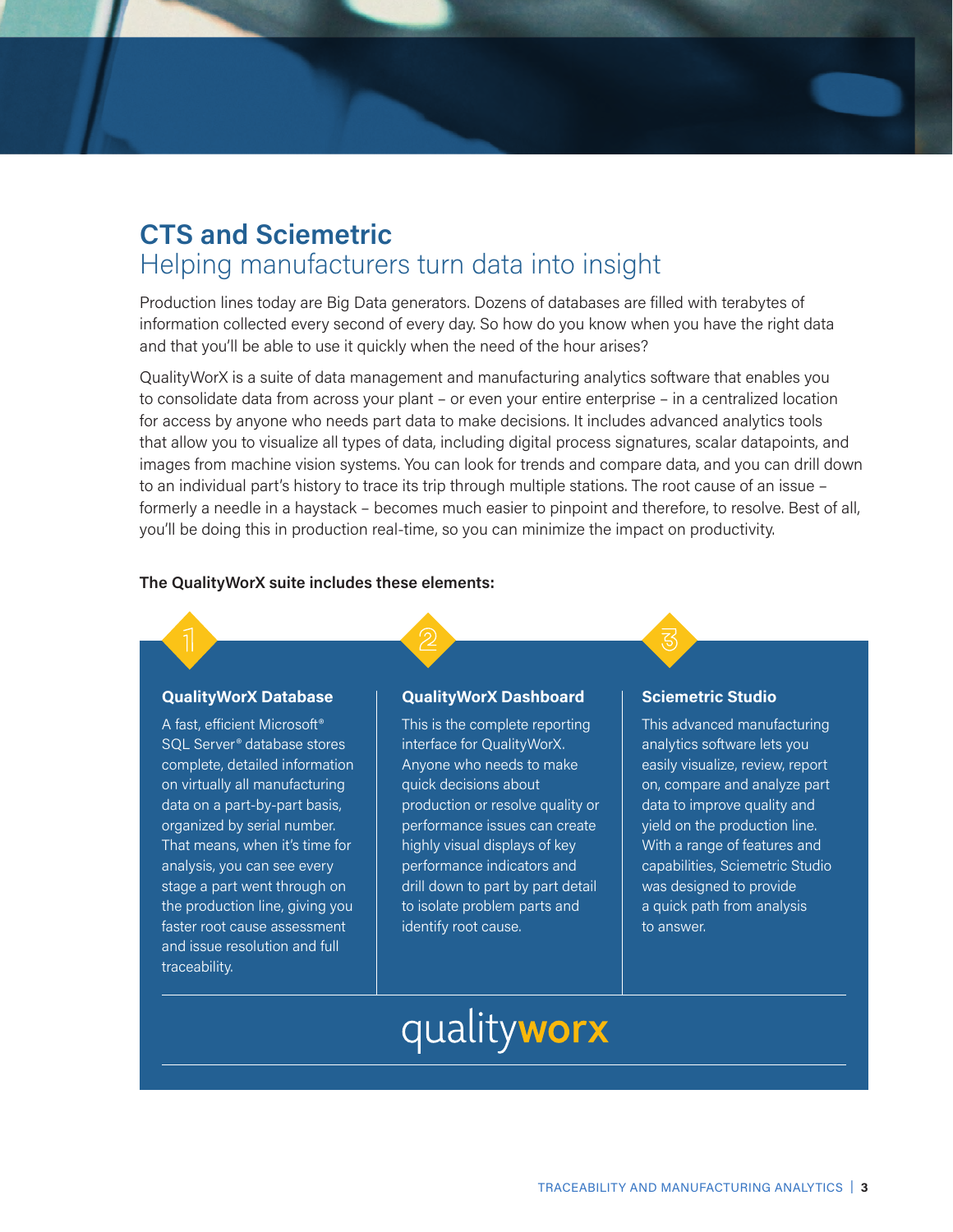## CTS and Sciemetric

### Helping manufacturers turn data into insight

Production lines today are Big Data generators. Dozens of databases are filled with terabytes of information collected every second of every day. So how do you know when you have the right data and that you'll be able to use it quickly when the need of the hour arises?

QualityWorX is a suite of data management and manufacturing analytics software that enables you to consolidate data from across your plant – or even your entire enterprise – in a centralized location for access by anyone who needs part data to make decisions. It includes advanced analytics tools that allow you to visualize all types of data, including digital process signatures, scalar datapoints, and images from machine vision systems. You can look for trends and compare data, and you can drill down to an individual part's history to trace its trip through multiple stations. The root cause of an issue – formerly a needle in a haystack – becomes much easier to pinpoint and therefore, to resolve. Best of all, you'll be doing this in production real-time, so you can minimize the impact on productivity.

**The QualityWorX suite includes these elements:**

1

#### QualityWorX Database

A fast, efficient Microsoft® SQL Server® database stores complete, detailed information on virtually all manufacturing data on a part-by-part basis, organized by serial number. That means, when it's time for analysis, you can see every stage a part went through on the production line, giving you faster root cause assessment and issue resolution and full traceability.

2

#### QualityWorX Dashboard

This is the complete reporting interface for QualityWorX. Anyone who needs to make quick decisions about production or resolve quality or performance issues can create highly visual displays of key performance indicators and drill down to part by part detail to isolate problem parts and identify root cause.

3

#### Sciemetric Studio

This advanced manufacturing analytics software lets you easily visualize, review, report on, compare and analyze part data to improve quality and yield on the production line. With a range of features and capabilities, Sciemetric Studio was designed to provide a quick path from analysis to answer.

qualityworx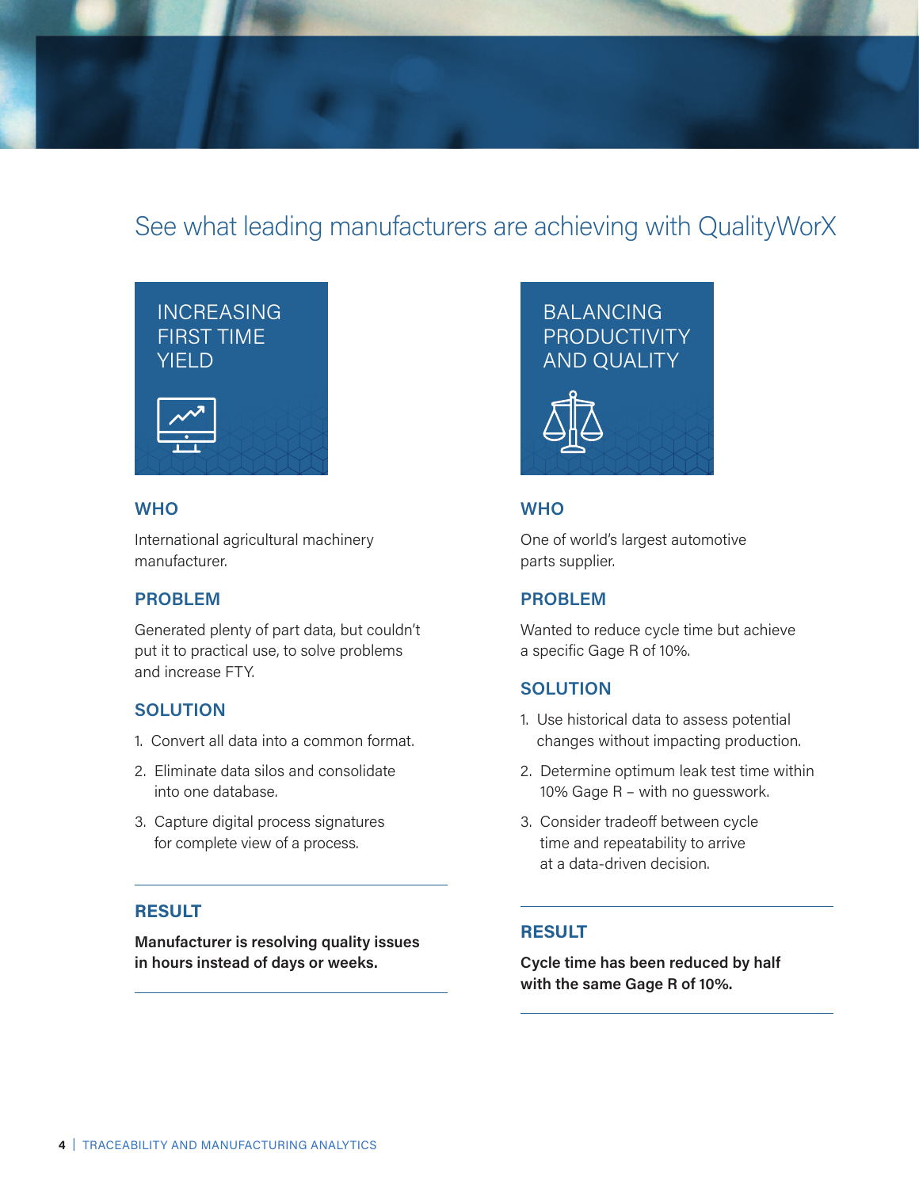# See what leading manufacturers are achieving with QualityWorX

## INCREASING FIRST TIME YIELD

### WHO

International agricultural machinery manufacturer.

### PROBLEM

Generated plenty of part data, but couldn't put it to practical use, to solve problems and increase FTY.

### SOLUTION

1. Convert all data into a common format.
2. Eliminate data silos and consolidate into one database.
3. Capture digital process signatures for complete view of a process.

### RESULT

**Manufacturer is resolving quality issues in hours instead of days or weeks.**

## BALANCING PRODUCTIVITY AND QUALITY

### WHO

One of world's largest automotive parts supplier.

### PROBLEM

Wanted to reduce cycle time but achieve a specific Gage R of 10%.

### SOLUTION

1. Use historical data to assess potential changes without impacting production.
2. Determine optimum leak test time within 10% Gage R – with no guesswork.
3. Consider tradeoff between cycle time and repeatability to arrive at a data-driven decision.

### RESULT

**Cycle time has been reduced by half with the same Gage R of 10%.**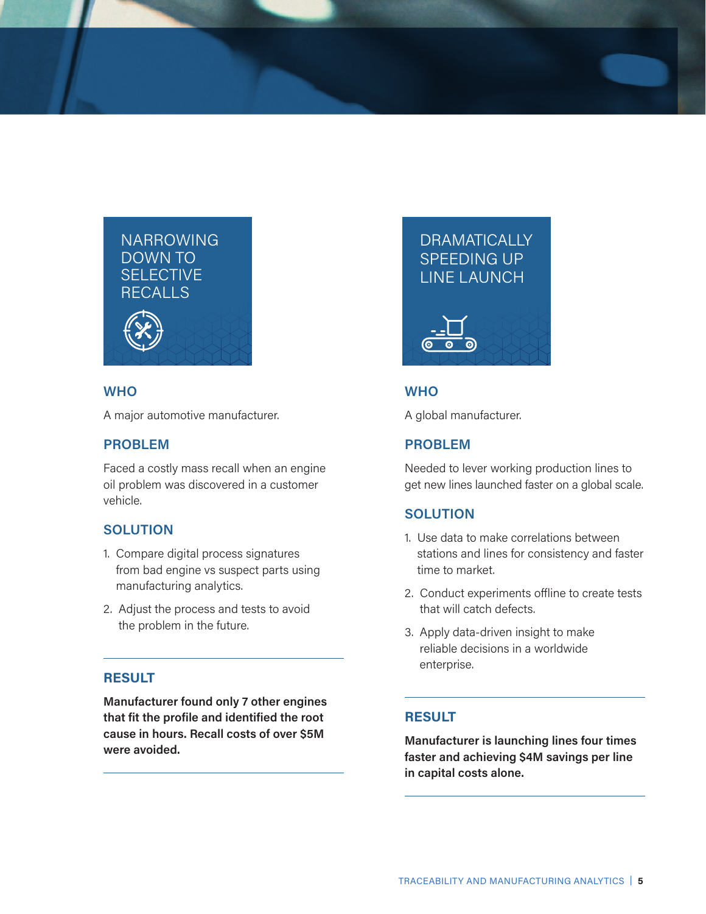## NARROWING DOWN TO SELECTIVE RECALLS

### WHO

A major automotive manufacturer.

### PROBLEM

Faced a costly mass recall when an engine oil problem was discovered in a customer vehicle.

### SOLUTION

1. Compare digital process signatures from bad engine vs suspect parts using manufacturing analytics.
2. Adjust the process and tests to avoid the problem in the future.

### RESULT

**Manufacturer found only 7 other engines that fit the profile and identified the root cause in hours. Recall costs of over $5M were avoided.**

## DRAMATICALLY SPEEDING UP LINE LAUNCH

### WHO

A global manufacturer.

### PROBLEM

Needed to lever working production lines to get new lines launched faster on a global scale.

### SOLUTION

1. Use data to make correlations between stations and lines for consistency and faster time to market.
2. Conduct experiments offline to create tests that will catch defects.
3. Apply data-driven insight to make reliable decisions in a worldwide enterprise.

### RESULT

**Manufacturer is launching lines four times faster and achieving $4M savings per line in capital costs alone.**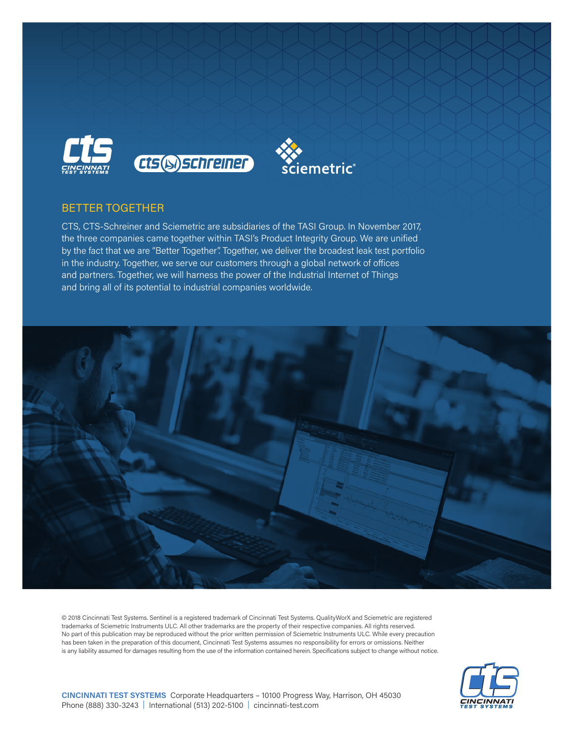## BETTER TOGETHER

CTS, CTS-Schreiner and Sciemetric are subsidiaries of the TASI Group. In November 2017, the three companies came together within TASI's Product Integrity Group. We are unified by the fact that we are "Better Together". Together, we deliver the broadest leak test portfolio in the industry. Together, we serve our customers through a global network of offices and partners. Together, we will harness the power of the Industrial Internet of Things and bring all of its potential to industrial companies worldwide.

© 2018 Cincinnati Test Systems. Sentinel is a registered trademark of Cincinnati Test Systems. QualityWorX and Sciemetric are registered trademarks of Sciemetric Instruments ULC. All other trademarks are the property of their respective companies. All rights reserved. No part of this publication may be reproduced without the prior written permission of Sciemetric Instruments ULC. While every precaution has been taken in the preparation of this document, Cincinnati Test Systems assumes no responsibility for errors or omissions. Neither is any liability assumed for damages resulting from the use of the information contained herein. Specifications subject to change without notice.

**CINCINNATI TEST SYSTEMS** Corporate Headquarters – 10100 Progress Way, Harrison, OH 45030
Phone (888) 330-3243 | International (513) 202-5100 | cincinnati-test.com